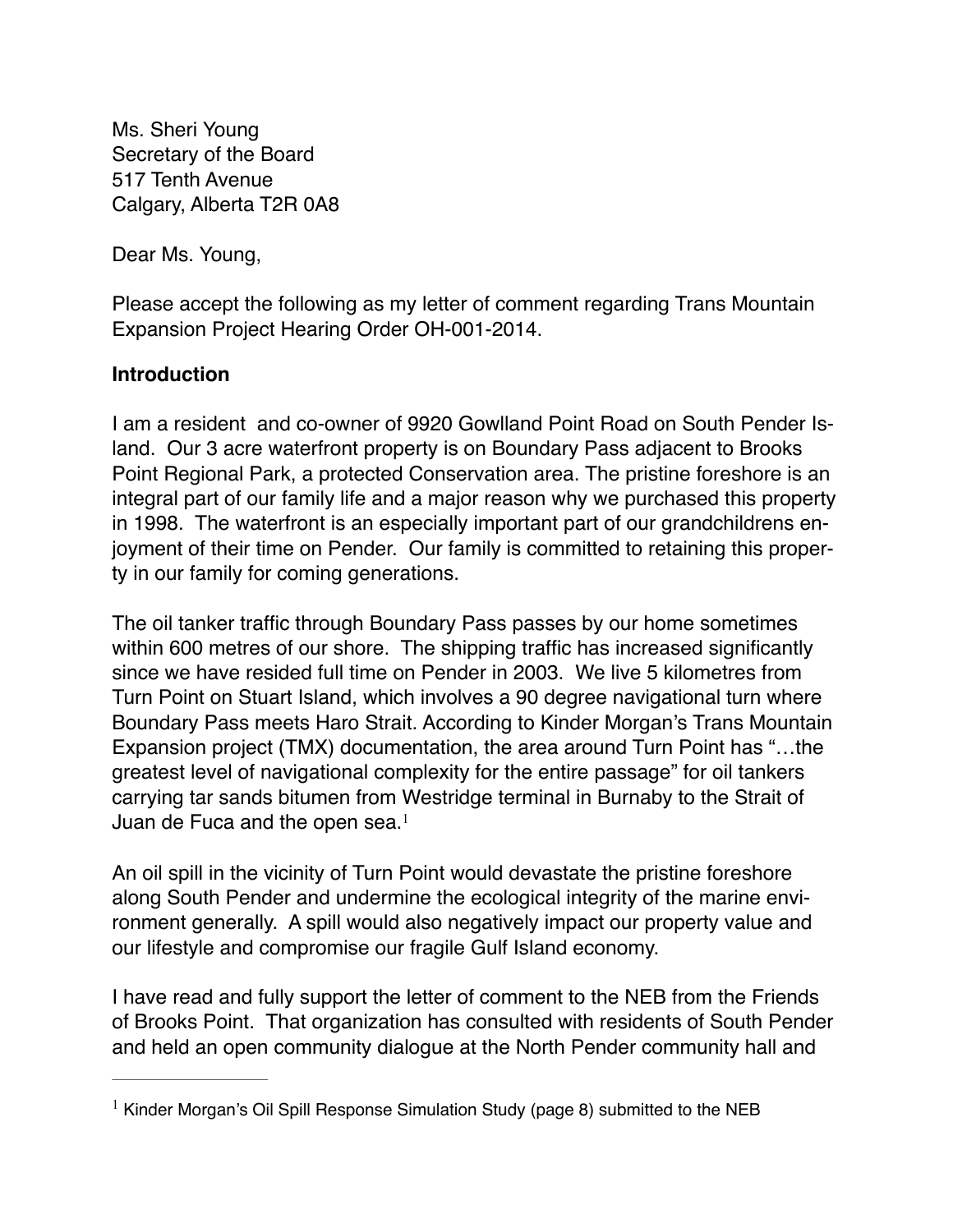Ms. Sheri Young
Secretary of the Board
517 Tenth Avenue
Calgary, Alberta T2R 0A8

Dear Ms. Young,

Please accept the following as my letter of comment regarding Trans Mountain Expansion Project Hearing Order OH-001-2014.

**Introduction**

I am a resident and co-owner of 9920 Gowlland Point Road on South Pender Island. Our 3 acre waterfront property is on Boundary Pass adjacent to Brooks Point Regional Park, a protected Conservation area. The pristine foreshore is an integral part of our family life and a major reason why we purchased this property in 1998. The waterfront is an especially important part of our grandchildrens enjoyment of their time on Pender. Our family is committed to retaining this property in our family for coming generations.

The oil tanker traffic through Boundary Pass passes by our home sometimes within 600 metres of our shore. The shipping traffic has increased significantly since we have resided full time on Pender in 2003. We live 5 kilometres from Turn Point on Stuart Island, which involves a 90 degree navigational turn where Boundary Pass meets Haro Strait. According to Kinder Morgan's Trans Mountain Expansion project (TMX) documentation, the area around Turn Point has "…the greatest level of navigational complexity for the entire passage" for oil tankers carrying tar sands bitumen from Westridge terminal in Burnaby to the Strait of Juan de Fuca and the open sea.[1]

An oil spill in the vicinity of Turn Point would devastate the pristine foreshore along South Pender and undermine the ecological integrity of the marine environment generally. A spill would also negatively impact our property value and our lifestyle and compromise our fragile Gulf Island economy.

I have read and fully support the letter of comment to the NEB from the Friends of Brooks Point. That organization has consulted with residents of South Pender and held an open community dialogue at the North Pender community hall and

[1] Kinder Morgan's Oil Spill Response Simulation Study (page 8) submitted to the NEB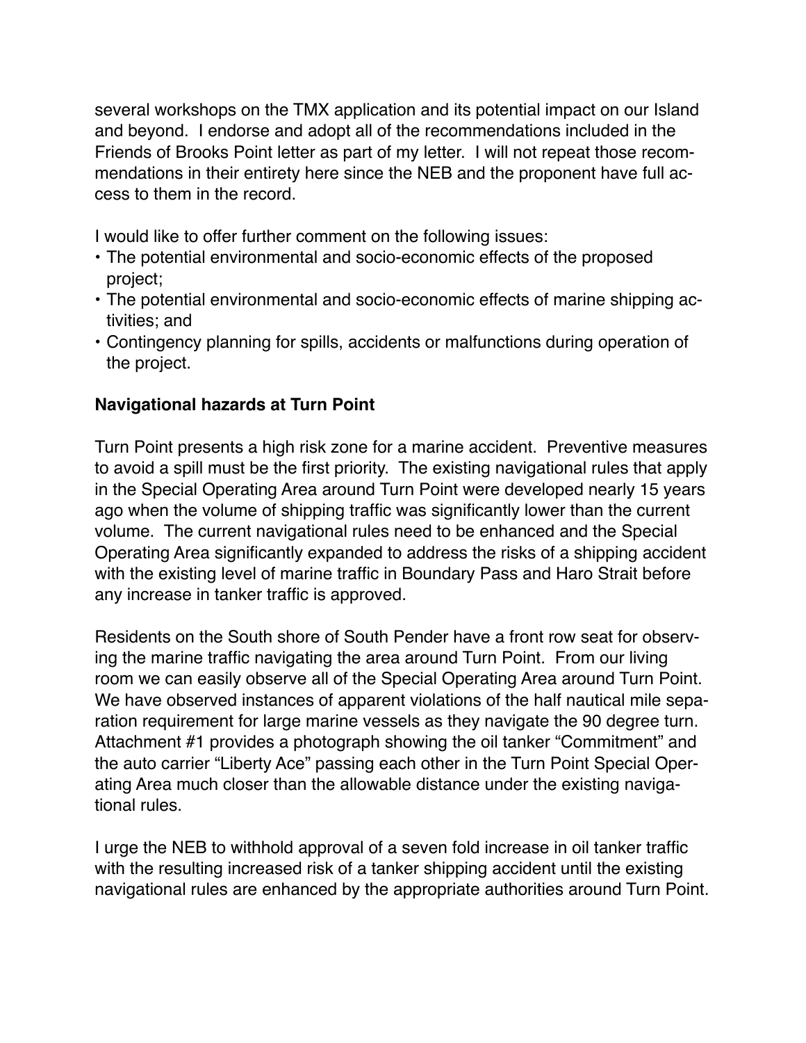several workshops on the TMX application and its potential impact on our Island and beyond. I endorse and adopt all of the recommendations included in the Friends of Brooks Point letter as part of my letter. I will not repeat those recommendations in their entirety here since the NEB and the proponent have full access to them in the record.

I would like to offer further comment on the following issues:

- The potential environmental and socio-economic effects of the proposed project;
- The potential environmental and socio-economic effects of marine shipping activities; and
- Contingency planning for spills, accidents or malfunctions during operation of the project.

**Navigational hazards at Turn Point**

Turn Point presents a high risk zone for a marine accident. Preventive measures to avoid a spill must be the first priority. The existing navigational rules that apply in the Special Operating Area around Turn Point were developed nearly 15 years ago when the volume of shipping traffic was significantly lower than the current volume. The current navigational rules need to be enhanced and the Special Operating Area significantly expanded to address the risks of a shipping accident with the existing level of marine traffic in Boundary Pass and Haro Strait before any increase in tanker traffic is approved.

Residents on the South shore of South Pender have a front row seat for observing the marine traffic navigating the area around Turn Point. From our living room we can easily observe all of the Special Operating Area around Turn Point. We have observed instances of apparent violations of the half nautical mile separation requirement for large marine vessels as they navigate the 90 degree turn. Attachment #1 provides a photograph showing the oil tanker "Commitment" and the auto carrier "Liberty Ace" passing each other in the Turn Point Special Operating Area much closer than the allowable distance under the existing navigational rules.

I urge the NEB to withhold approval of a seven fold increase in oil tanker traffic with the resulting increased risk of a tanker shipping accident until the existing navigational rules are enhanced by the appropriate authorities around Turn Point.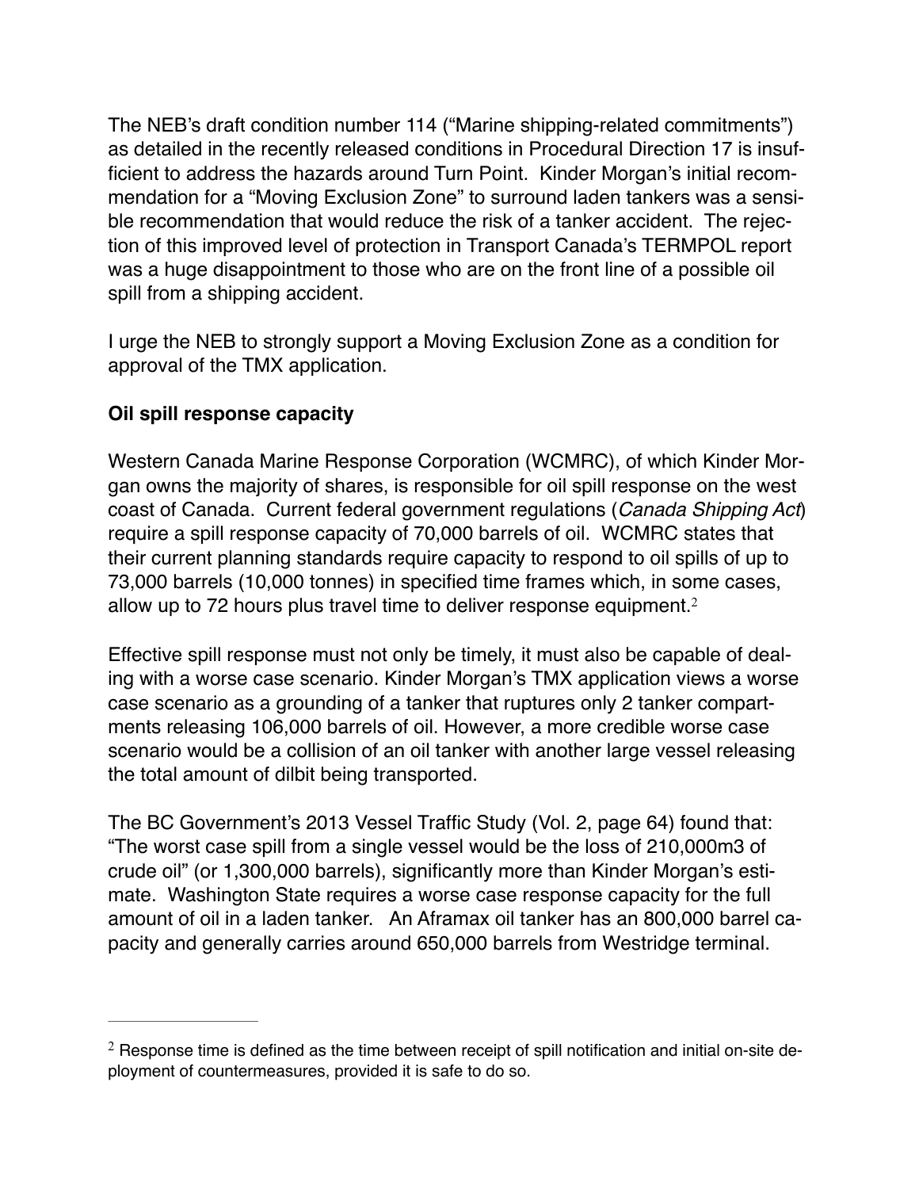The NEB's draft condition number 114 ("Marine shipping-related commitments") as detailed in the recently released conditions in Procedural Direction 17 is insufficient to address the hazards around Turn Point. Kinder Morgan's initial recommendation for a "Moving Exclusion Zone" to surround laden tankers was a sensible recommendation that would reduce the risk of a tanker accident. The rejection of this improved level of protection in Transport Canada's TERMPOL report was a huge disappointment to those who are on the front line of a possible oil spill from a shipping accident.

I urge the NEB to strongly support a Moving Exclusion Zone as a condition for approval of the TMX application.

**Oil spill response capacity**

Western Canada Marine Response Corporation (WCMRC), of which Kinder Morgan owns the majority of shares, is responsible for oil spill response on the west coast of Canada. Current federal government regulations (*Canada Shipping Act*) require a spill response capacity of 70,000 barrels of oil. WCMRC states that their current planning standards require capacity to respond to oil spills of up to 73,000 barrels (10,000 tonnes) in specified time frames which, in some cases, allow up to 72 hours plus travel time to deliver response equipment.[2]

Effective spill response must not only be timely, it must also be capable of dealing with a worse case scenario. Kinder Morgan's TMX application views a worse case scenario as a grounding of a tanker that ruptures only 2 tanker compartments releasing 106,000 barrels of oil. However, a more credible worse case scenario would be a collision of an oil tanker with another large vessel releasing the total amount of dilbit being transported.

The BC Government's 2013 Vessel Traffic Study (Vol. 2, page 64) found that: "The worst case spill from a single vessel would be the loss of 210,000m3 of crude oil" (or 1,300,000 barrels), significantly more than Kinder Morgan's estimate. Washington State requires a worse case response capacity for the full amount of oil in a laden tanker. An Aframax oil tanker has an 800,000 barrel capacity and generally carries around 650,000 barrels from Westridge terminal.

---

[2] Response time is defined as the time between receipt of spill notification and initial on-site deployment of countermeasures, provided it is safe to do so.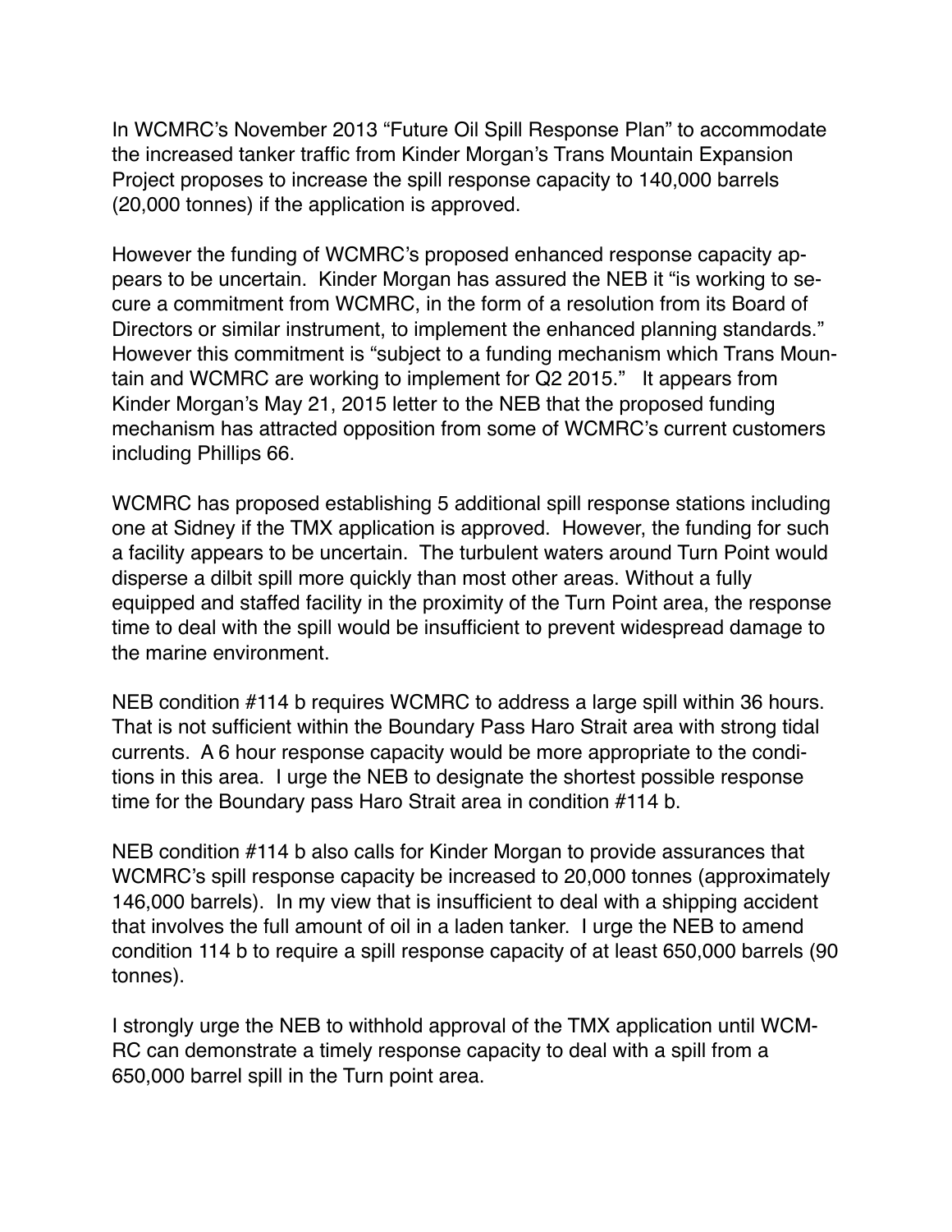In WCMRC's November 2013 "Future Oil Spill Response Plan" to accommodate the increased tanker traffic from Kinder Morgan's Trans Mountain Expansion Project proposes to increase the spill response capacity to 140,000 barrels (20,000 tonnes) if the application is approved.

However the funding of WCMRC's proposed enhanced response capacity appears to be uncertain. Kinder Morgan has assured the NEB it "is working to secure a commitment from WCMRC, in the form of a resolution from its Board of Directors or similar instrument, to implement the enhanced planning standards." However this commitment is "subject to a funding mechanism which Trans Mountain and WCMRC are working to implement for Q2 2015." It appears from Kinder Morgan's May 21, 2015 letter to the NEB that the proposed funding mechanism has attracted opposition from some of WCMRC's current customers including Phillips 66.

WCMRC has proposed establishing 5 additional spill response stations including one at Sidney if the TMX application is approved. However, the funding for such a facility appears to be uncertain. The turbulent waters around Turn Point would disperse a dilbit spill more quickly than most other areas. Without a fully equipped and staffed facility in the proximity of the Turn Point area, the response time to deal with the spill would be insufficient to prevent widespread damage to the marine environment.

NEB condition #114 b requires WCMRC to address a large spill within 36 hours. That is not sufficient within the Boundary Pass Haro Strait area with strong tidal currents. A 6 hour response capacity would be more appropriate to the conditions in this area. I urge the NEB to designate the shortest possible response time for the Boundary pass Haro Strait area in condition #114 b.

NEB condition #114 b also calls for Kinder Morgan to provide assurances that WCMRC's spill response capacity be increased to 20,000 tonnes (approximately 146,000 barrels). In my view that is insufficient to deal with a shipping accident that involves the full amount of oil in a laden tanker. I urge the NEB to amend condition 114 b to require a spill response capacity of at least 650,000 barrels (90 tonnes).

I strongly urge the NEB to withhold approval of the TMX application until WCMRC can demonstrate a timely response capacity to deal with a spill from a 650,000 barrel spill in the Turn point area.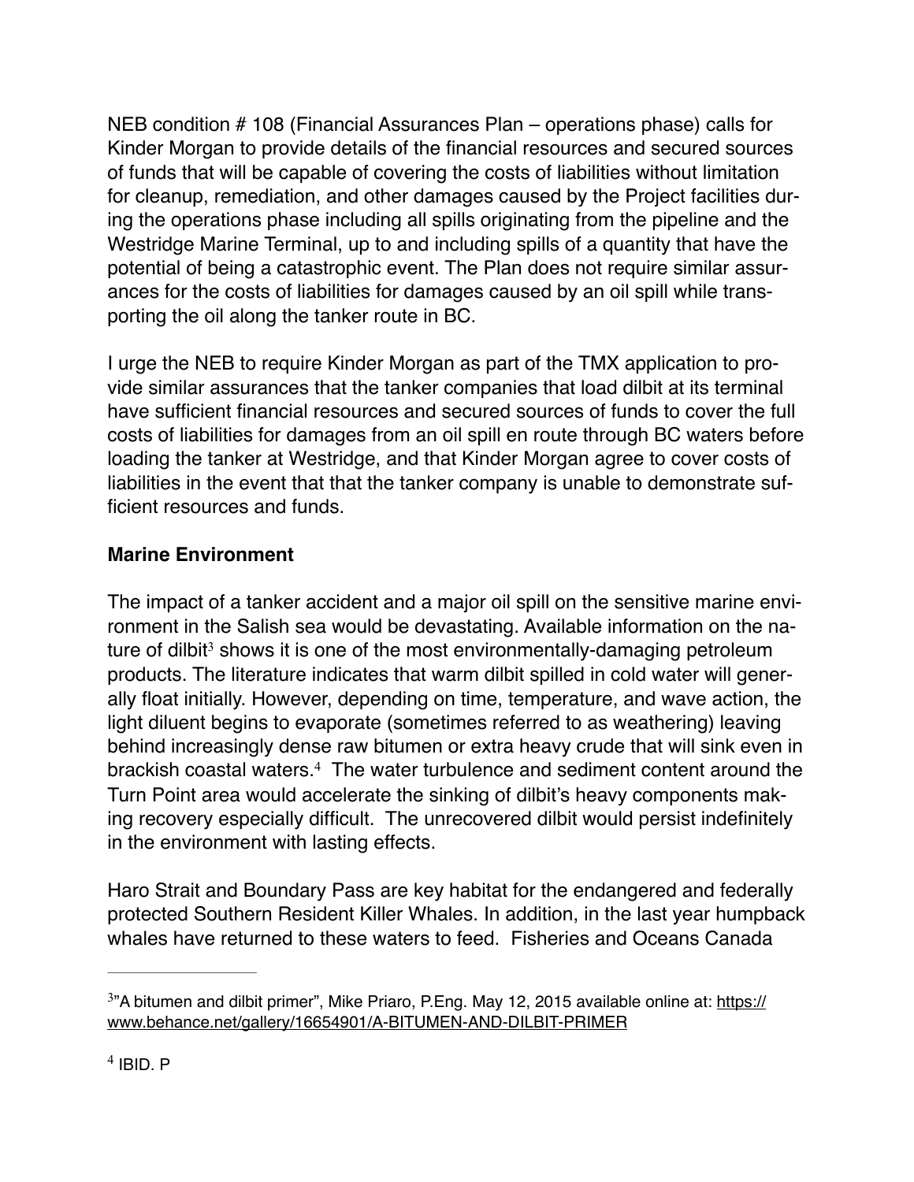NEB condition # 108 (Financial Assurances Plan – operations phase) calls for Kinder Morgan to provide details of the financial resources and secured sources of funds that will be capable of covering the costs of liabilities without limitation for cleanup, remediation, and other damages caused by the Project facilities during the operations phase including all spills originating from the pipeline and the Westridge Marine Terminal, up to and including spills of a quantity that have the potential of being a catastrophic event. The Plan does not require similar assurances for the costs of liabilities for damages caused by an oil spill while transporting the oil along the tanker route in BC.

I urge the NEB to require Kinder Morgan as part of the TMX application to provide similar assurances that the tanker companies that load dilbit at its terminal have sufficient financial resources and secured sources of funds to cover the full costs of liabilities for damages from an oil spill en route through BC waters before loading the tanker at Westridge, and that Kinder Morgan agree to cover costs of liabilities in the event that that the tanker company is unable to demonstrate sufficient resources and funds.

**Marine Environment**

The impact of a tanker accident and a major oil spill on the sensitive marine environment in the Salish sea would be devastating. Available information on the nature of dilbit[3] shows it is one of the most environmentally-damaging petroleum products. The literature indicates that warm dilbit spilled in cold water will generally float initially. However, depending on time, temperature, and wave action, the light diluent begins to evaporate (sometimes referred to as weathering) leaving behind increasingly dense raw bitumen or extra heavy crude that will sink even in brackish coastal waters.[4] The water turbulence and sediment content around the Turn Point area would accelerate the sinking of dilbit's heavy components making recovery especially difficult. The unrecovered dilbit would persist indefinitely in the environment with lasting effects.

Haro Strait and Boundary Pass are key habitat for the endangered and federally protected Southern Resident Killer Whales. In addition, in the last year humpback whales have returned to these waters to feed. Fisheries and Oceans Canada

---

[3] "A bitumen and dilbit primer", Mike Priaro, P.Eng. May 12, 2015 available online at: https://www.behance.net/gallery/16654901/A-BITUMEN-AND-DILBIT-PRIMER

[4] IBID. P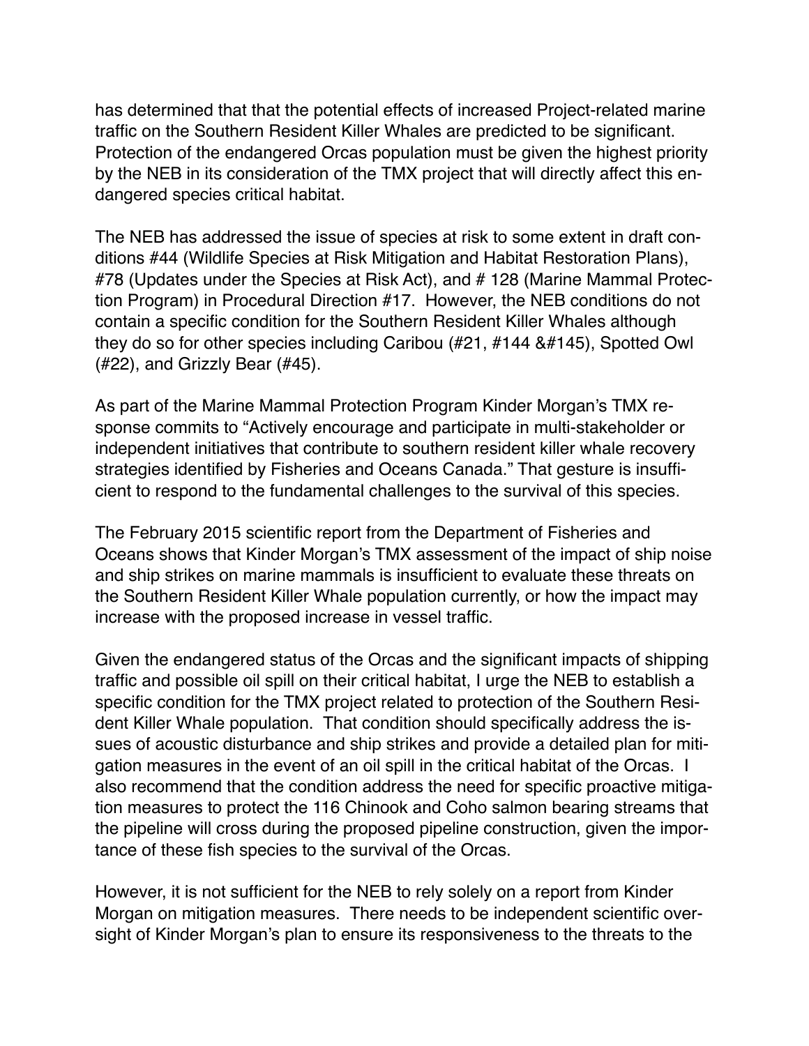has determined that that the potential effects of increased Project-related marine traffic on the Southern Resident Killer Whales are predicted to be significant. Protection of the endangered Orcas population must be given the highest priority by the NEB in its consideration of the TMX project that will directly affect this endangered species critical habitat.

The NEB has addressed the issue of species at risk to some extent in draft conditions #44 (Wildlife Species at Risk Mitigation and Habitat Restoration Plans), #78 (Updates under the Species at Risk Act), and # 128 (Marine Mammal Protection Program) in Procedural Direction #17. However, the NEB conditions do not contain a specific condition for the Southern Resident Killer Whales although they do so for other species including Caribou (#21, #144 &#145), Spotted Owl (#22), and Grizzly Bear (#45).

As part of the Marine Mammal Protection Program Kinder Morgan's TMX response commits to "Actively encourage and participate in multi-stakeholder or independent initiatives that contribute to southern resident killer whale recovery strategies identified by Fisheries and Oceans Canada." That gesture is insufficient to respond to the fundamental challenges to the survival of this species.

The February 2015 scientific report from the Department of Fisheries and Oceans shows that Kinder Morgan's TMX assessment of the impact of ship noise and ship strikes on marine mammals is insufficient to evaluate these threats on the Southern Resident Killer Whale population currently, or how the impact may increase with the proposed increase in vessel traffic.

Given the endangered status of the Orcas and the significant impacts of shipping traffic and possible oil spill on their critical habitat, I urge the NEB to establish a specific condition for the TMX project related to protection of the Southern Resident Killer Whale population. That condition should specifically address the issues of acoustic disturbance and ship strikes and provide a detailed plan for mitigation measures in the event of an oil spill in the critical habitat of the Orcas. I also recommend that the condition address the need for specific proactive mitigation measures to protect the 116 Chinook and Coho salmon bearing streams that the pipeline will cross during the proposed pipeline construction, given the importance of these fish species to the survival of the Orcas.

However, it is not sufficient for the NEB to rely solely on a report from Kinder Morgan on mitigation measures. There needs to be independent scientific oversight of Kinder Morgan's plan to ensure its responsiveness to the threats to the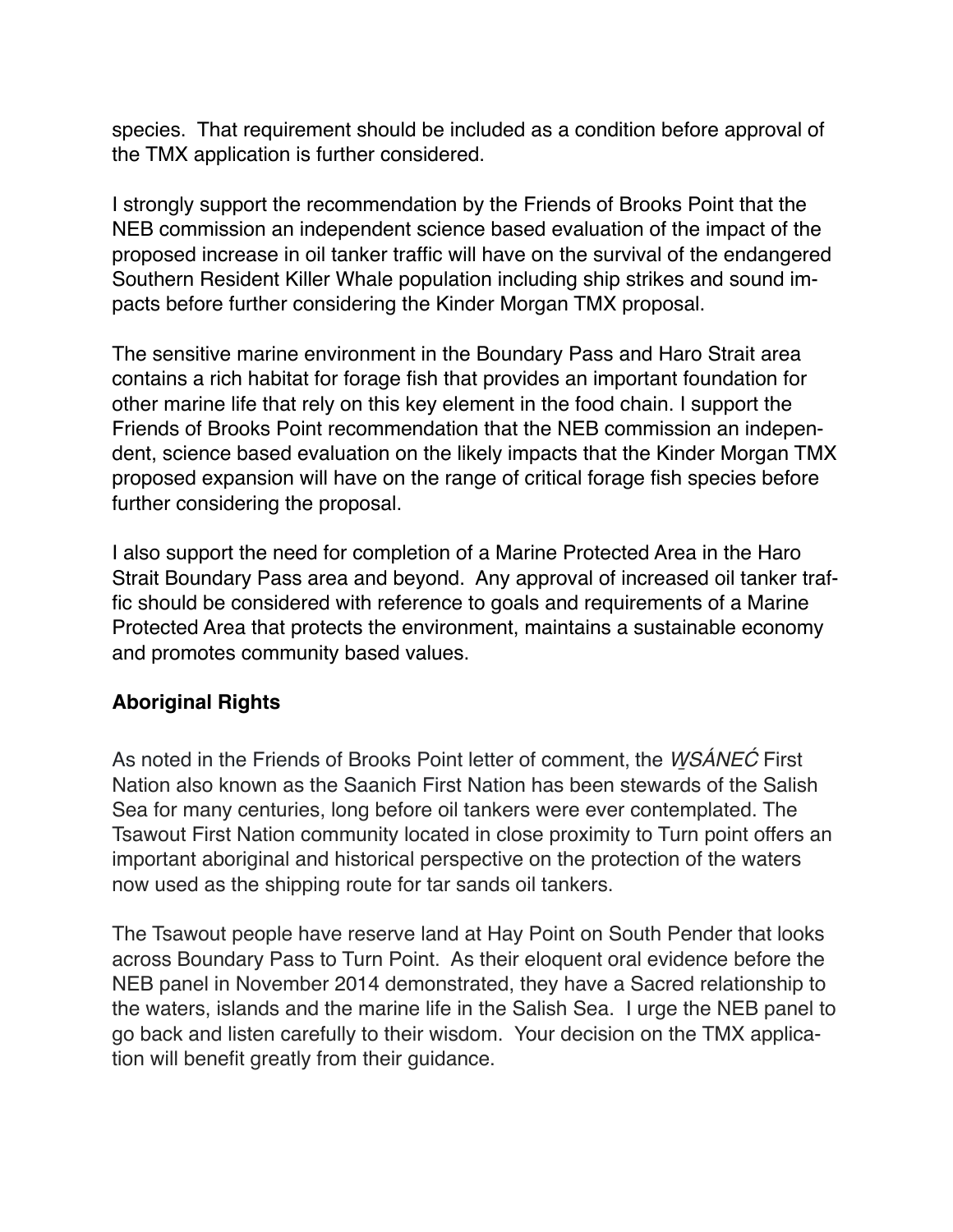species. That requirement should be included as a condition before approval of the TMX application is further considered.

I strongly support the recommendation by the Friends of Brooks Point that the NEB commission an independent science based evaluation of the impact of the proposed increase in oil tanker traffic will have on the survival of the endangered Southern Resident Killer Whale population including ship strikes and sound impacts before further considering the Kinder Morgan TMX proposal.

The sensitive marine environment in the Boundary Pass and Haro Strait area contains a rich habitat for forage fish that provides an important foundation for other marine life that rely on this key element in the food chain. I support the Friends of Brooks Point recommendation that the NEB commission an independent, science based evaluation on the likely impacts that the Kinder Morgan TMX proposed expansion will have on the range of critical forage fish species before further considering the proposal.

I also support the need for completion of a Marine Protected Area in the Haro Strait Boundary Pass area and beyond. Any approval of increased oil tanker traffic should be considered with reference to goals and requirements of a Marine Protected Area that protects the environment, maintains a sustainable economy and promotes community based values.

**Aboriginal Rights**

As noted in the Friends of Brooks Point letter of comment, the *W̱SÁNEĆ* First Nation also known as the Saanich First Nation has been stewards of the Salish Sea for many centuries, long before oil tankers were ever contemplated. The Tsawout First Nation community located in close proximity to Turn point offers an important aboriginal and historical perspective on the protection of the waters now used as the shipping route for tar sands oil tankers.

The Tsawout people have reserve land at Hay Point on South Pender that looks across Boundary Pass to Turn Point. As their eloquent oral evidence before the NEB panel in November 2014 demonstrated, they have a Sacred relationship to the waters, islands and the marine life in the Salish Sea. I urge the NEB panel to go back and listen carefully to their wisdom. Your decision on the TMX application will benefit greatly from their guidance.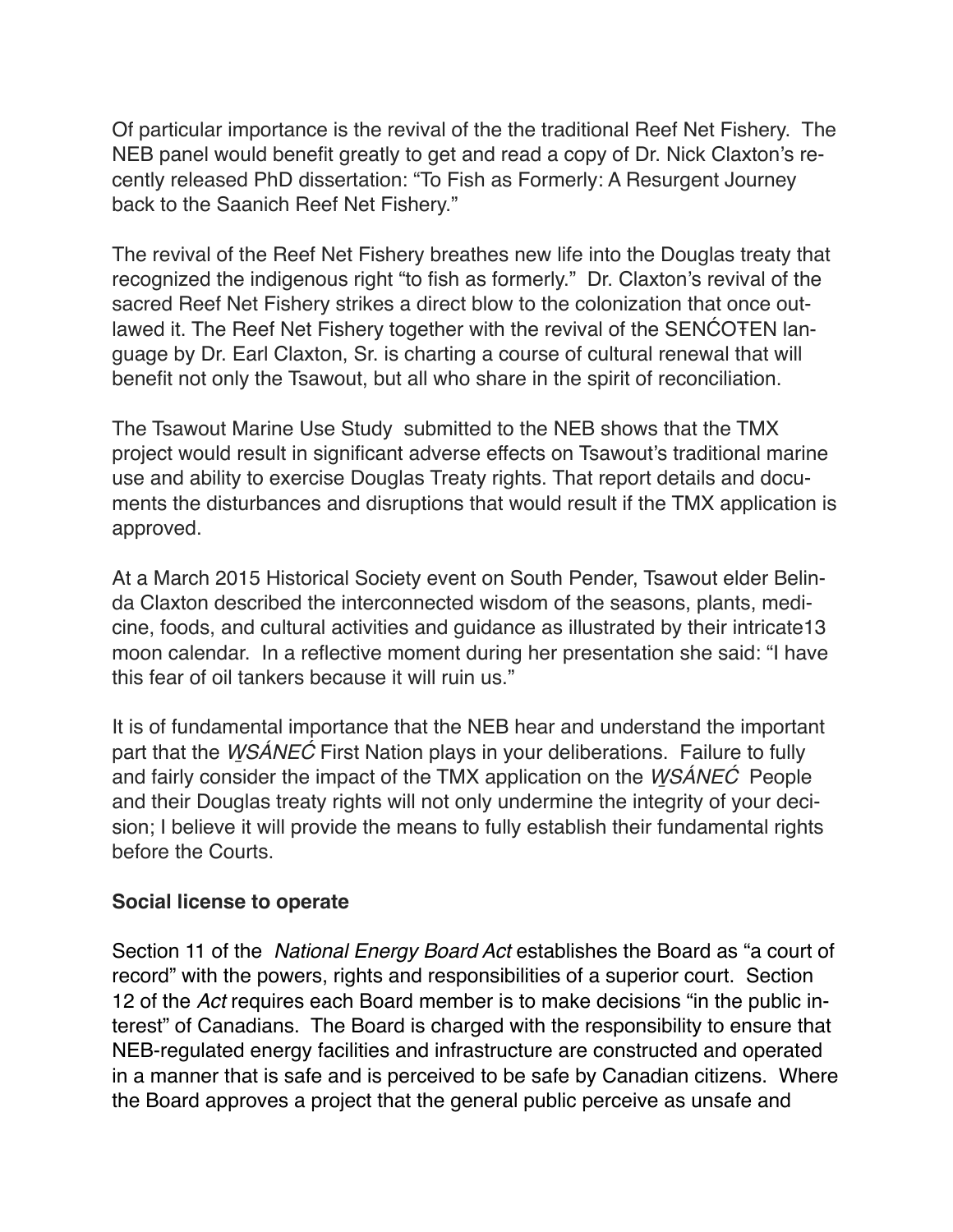Of particular importance is the revival of the the traditional Reef Net Fishery. The NEB panel would benefit greatly to get and read a copy of Dr. Nick Claxton's recently released PhD dissertation: "To Fish as Formerly: A Resurgent Journey back to the Saanich Reef Net Fishery."

The revival of the Reef Net Fishery breathes new life into the Douglas treaty that recognized the indigenous right "to fish as formerly." Dr. Claxton's revival of the sacred Reef Net Fishery strikes a direct blow to the colonization that once outlawed it. The Reef Net Fishery together with the revival of the SENĆOŦEN language by Dr. Earl Claxton, Sr. is charting a course of cultural renewal that will benefit not only the Tsawout, but all who share in the spirit of reconciliation.

The Tsawout Marine Use Study submitted to the NEB shows that the TMX project would result in significant adverse effects on Tsawout's traditional marine use and ability to exercise Douglas Treaty rights. That report details and documents the disturbances and disruptions that would result if the TMX application is approved.

At a March 2015 Historical Society event on South Pender, Tsawout elder Belinda Claxton described the interconnected wisdom of the seasons, plants, medicine, foods, and cultural activities and guidance as illustrated by their intricate13 moon calendar. In a reflective moment during her presentation she said: "I have this fear of oil tankers because it will ruin us."

It is of fundamental importance that the NEB hear and understand the important part that the *W̱SÁNEĆ* First Nation plays in your deliberations. Failure to fully and fairly consider the impact of the TMX application on the *W̱SÁNEĆ* People and their Douglas treaty rights will not only undermine the integrity of your decision; I believe it will provide the means to fully establish their fundamental rights before the Courts.

**Social license to operate**

Section 11 of the *National Energy Board Act* establishes the Board as "a court of record" with the powers, rights and responsibilities of a superior court. Section 12 of the *Act* requires each Board member is to make decisions "in the public interest" of Canadians. The Board is charged with the responsibility to ensure that NEB-regulated energy facilities and infrastructure are constructed and operated in a manner that is safe and is perceived to be safe by Canadian citizens. Where the Board approves a project that the general public perceive as unsafe and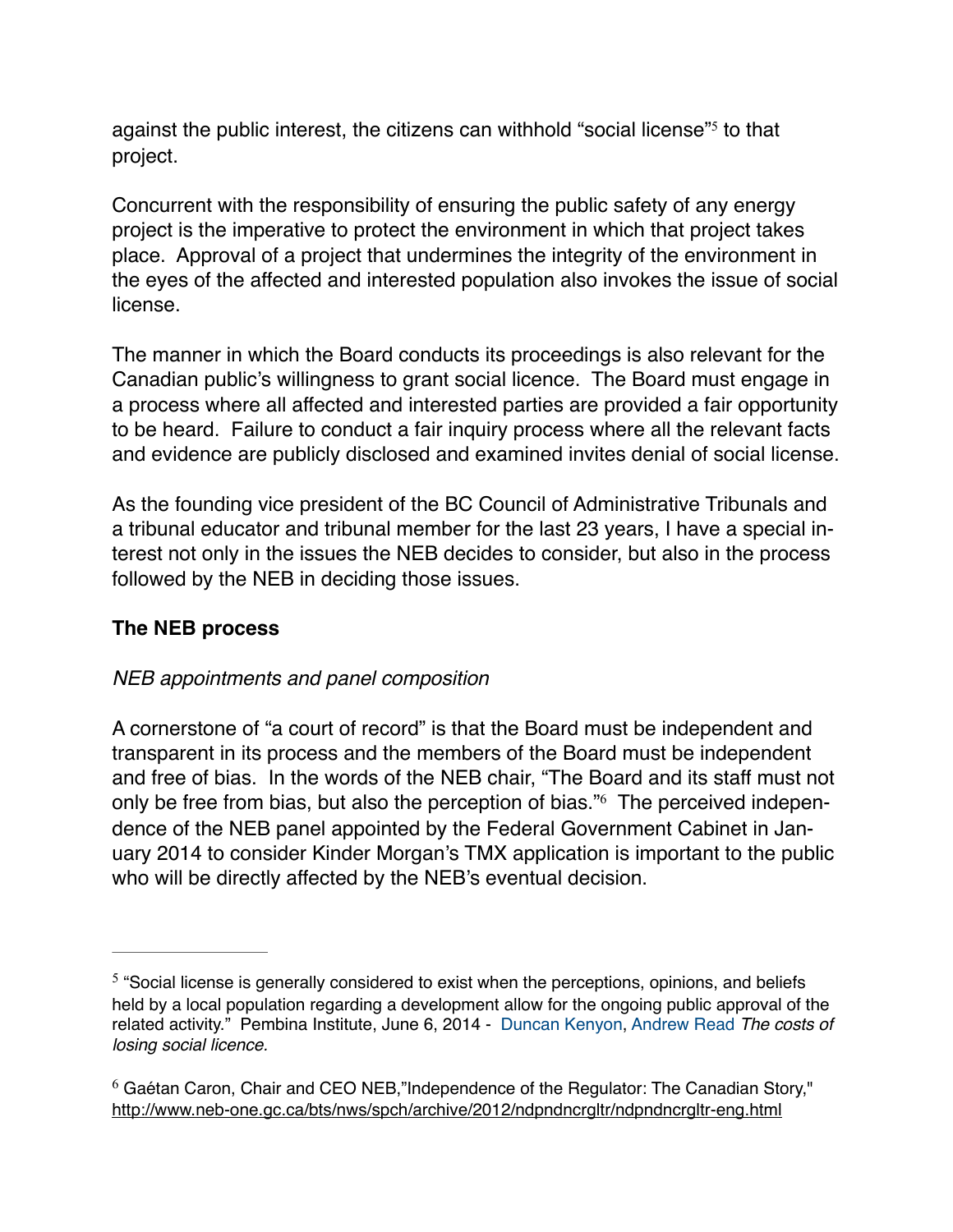against the public interest, the citizens can withhold "social license"[5] to that project.

Concurrent with the responsibility of ensuring the public safety of any energy project is the imperative to protect the environment in which that project takes place. Approval of a project that undermines the integrity of the environment in the eyes of the affected and interested population also invokes the issue of social license.

The manner in which the Board conducts its proceedings is also relevant for the Canadian public's willingness to grant social licence. The Board must engage in a process where all affected and interested parties are provided a fair opportunity to be heard. Failure to conduct a fair inquiry process where all the relevant facts and evidence are publicly disclosed and examined invites denial of social license.

As the founding vice president of the BC Council of Administrative Tribunals and a tribunal educator and tribunal member for the last 23 years, I have a special interest not only in the issues the NEB decides to consider, but also in the process followed by the NEB in deciding those issues.

**The NEB process**

*NEB appointments and panel composition*

A cornerstone of "a court of record" is that the Board must be independent and transparent in its process and the members of the Board must be independent and free of bias. In the words of the NEB chair, "The Board and its staff must not only be free from bias, but also the perception of bias."[6] The perceived independence of the NEB panel appointed by the Federal Government Cabinet in January 2014 to consider Kinder Morgan's TMX application is important to the public who will be directly affected by the NEB's eventual decision.

---

[5] "Social license is generally considered to exist when the perceptions, opinions, and beliefs held by a local population regarding a development allow for the ongoing public approval of the related activity." Pembina Institute, June 6, 2014 - Duncan Kenyon, Andrew Read *The costs of losing social licence.*

[6] Gaétan Caron, Chair and CEO NEB,"Independence of the Regulator: The Canadian Story," http://www.neb-one.gc.ca/bts/nws/spch/archive/2012/ndpndncrgltr/ndpndncrgltr-eng.html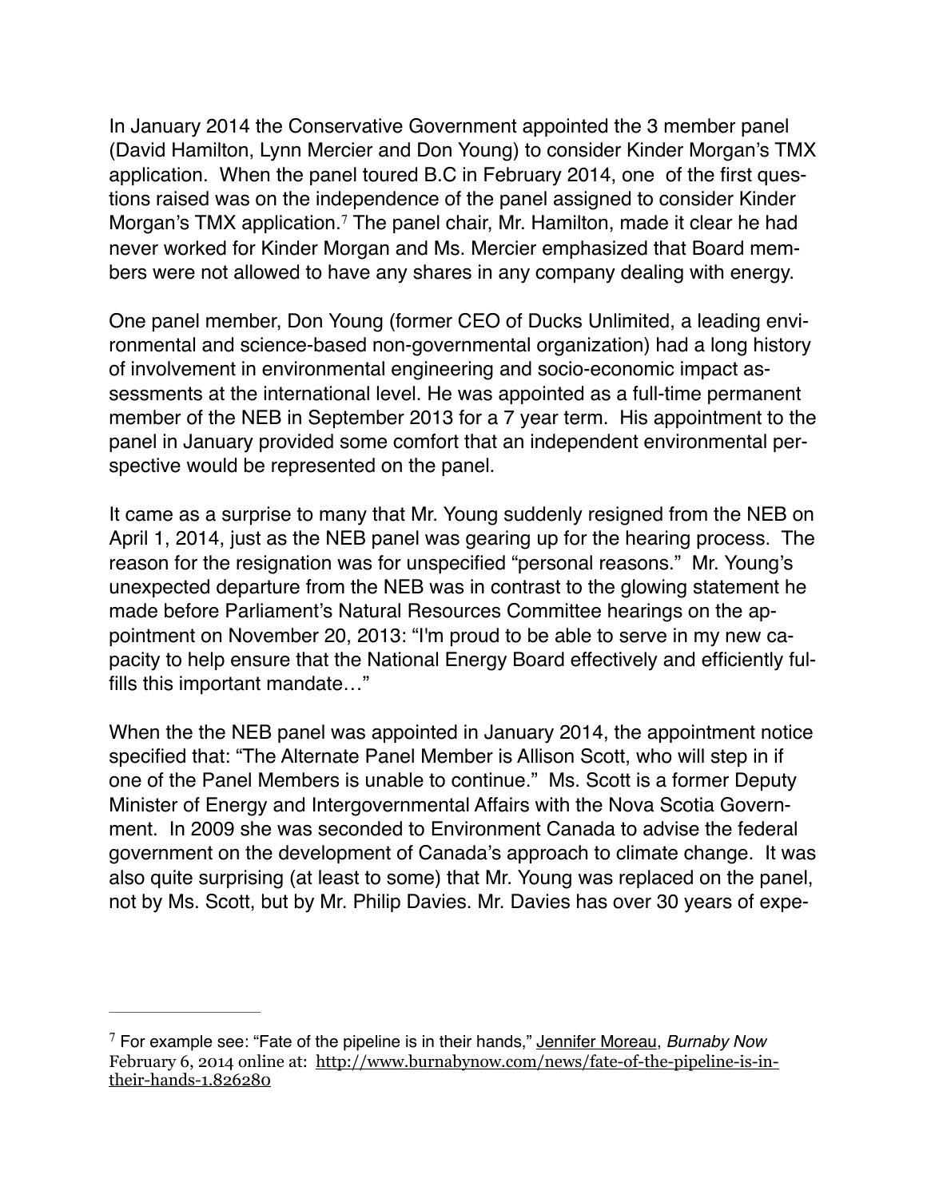In January 2014 the Conservative Government appointed the 3 member panel (David Hamilton, Lynn Mercier and Don Young) to consider Kinder Morgan's TMX application. When the panel toured B.C in February 2014, one of the first questions raised was on the independence of the panel assigned to consider Kinder Morgan's TMX application.[7] The panel chair, Mr. Hamilton, made it clear he had never worked for Kinder Morgan and Ms. Mercier emphasized that Board members were not allowed to have any shares in any company dealing with energy.

One panel member, Don Young (former CEO of Ducks Unlimited, a leading environmental and science-based non-governmental organization) had a long history of involvement in environmental engineering and socio-economic impact assessments at the international level. He was appointed as a full-time permanent member of the NEB in September 2013 for a 7 year term. His appointment to the panel in January provided some comfort that an independent environmental perspective would be represented on the panel.

It came as a surprise to many that Mr. Young suddenly resigned from the NEB on April 1, 2014, just as the NEB panel was gearing up for the hearing process. The reason for the resignation was for unspecified "personal reasons." Mr. Young's unexpected departure from the NEB was in contrast to the glowing statement he made before Parliament's Natural Resources Committee hearings on the appointment on November 20, 2013: "I'm proud to be able to serve in my new capacity to help ensure that the National Energy Board effectively and efficiently fulfills this important mandate…"

When the the NEB panel was appointed in January 2014, the appointment notice specified that: "The Alternate Panel Member is Allison Scott, who will step in if one of the Panel Members is unable to continue." Ms. Scott is a former Deputy Minister of Energy and Intergovernmental Affairs with the Nova Scotia Government. In 2009 she was seconded to Environment Canada to advise the federal government on the development of Canada's approach to climate change. It was also quite surprising (at least to some) that Mr. Young was replaced on the panel, not by Ms. Scott, but by Mr. Philip Davies. Mr. Davies has over 30 years of expe-

---

[7] For example see: "Fate of the pipeline is in their hands," Jennifer Moreau, *Burnaby Now* February 6, 2014 online at: http://www.burnabynow.com/news/fate-of-the-pipeline-is-in-their-hands-1.826280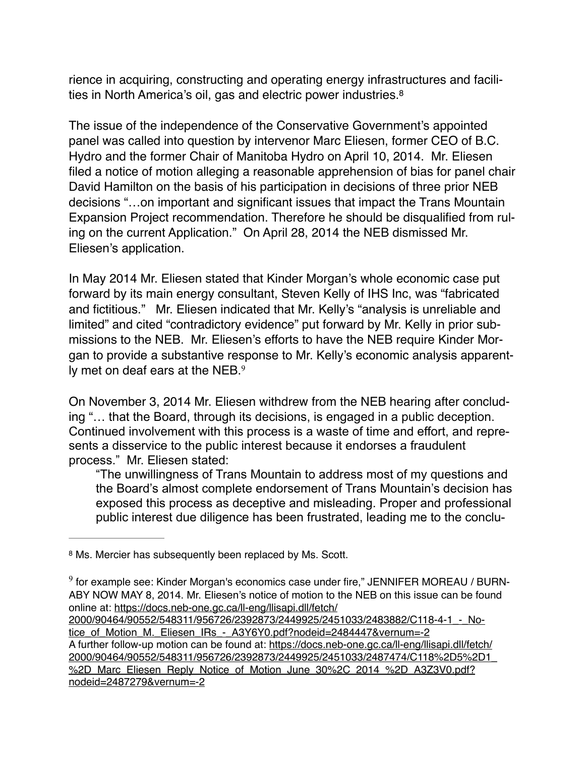rience in acquiring, constructing and operating energy infrastructures and facilities in North America's oil, gas and electric power industries.[8]

The issue of the independence of the Conservative Government's appointed panel was called into question by intervenor Marc Eliesen, former CEO of B.C. Hydro and the former Chair of Manitoba Hydro on April 10, 2014. Mr. Eliesen filed a notice of motion alleging a reasonable apprehension of bias for panel chair David Hamilton on the basis of his participation in decisions of three prior NEB decisions "…on important and significant issues that impact the Trans Mountain Expansion Project recommendation. Therefore he should be disqualified from ruling on the current Application." On April 28, 2014 the NEB dismissed Mr. Eliesen's application.

In May 2014 Mr. Eliesen stated that Kinder Morgan's whole economic case put forward by its main energy consultant, Steven Kelly of IHS Inc, was "fabricated and fictitious." Mr. Eliesen indicated that Mr. Kelly's "analysis is unreliable and limited" and cited "contradictory evidence" put forward by Mr. Kelly in prior submissions to the NEB. Mr. Eliesen's efforts to have the NEB require Kinder Morgan to provide a substantive response to Mr. Kelly's economic analysis apparently met on deaf ears at the NEB.[9]

On November 3, 2014 Mr. Eliesen withdrew from the NEB hearing after concluding "… that the Board, through its decisions, is engaged in a public deception. Continued involvement with this process is a waste of time and effort, and represents a disservice to the public interest because it endorses a fraudulent process." Mr. Eliesen stated:

> "The unwillingness of Trans Mountain to address most of my questions and the Board's almost complete endorsement of Trans Mountain's decision has exposed this process as deceptive and misleading. Proper and professional public interest due diligence has been frustrated, leading me to the conclu-

---

[8] Ms. Mercier has subsequently been replaced by Ms. Scott.

[9] for example see: Kinder Morgan's economics case under fire," JENNIFER MOREAU / BURNABY NOW MAY 8, 2014. Mr. Eliesen's notice of motion to the NEB on this issue can be found online at: https://docs.neb-one.gc.ca/ll-eng/llisapi.dll/fetch/2000/90464/90552/548311/956726/2392873/2449925/2451033/2483882/C118-4-1_-_Notice_of_Motion_M._Eliesen_IRs_-_A3Y6Y0.pdf?nodeid=2484447&vernum=-2
A further follow-up motion can be found at: https://docs.neb-one.gc.ca/ll-eng/llisapi.dll/fetch/2000/90464/90552/548311/956726/2392873/2449925/2451033/2487474/C118%2D5%2D1_%2D_Marc_Eliesen_Reply_Notice_of_Motion_June_30%2C_2014_%2D_A3Z3V0.pdf?nodeid=2487279&vernum=-2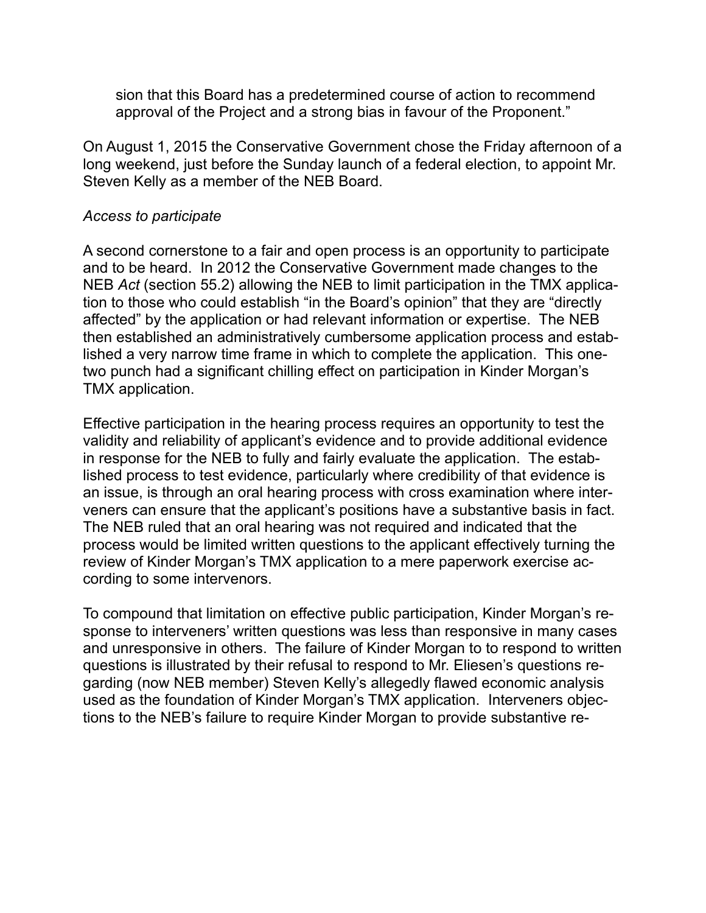sion that this Board has a predetermined course of action to recommend approval of the Project and a strong bias in favour of the Proponent."

On August 1, 2015 the Conservative Government chose the Friday afternoon of a long weekend, just before the Sunday launch of a federal election, to appoint Mr. Steven Kelly as a member of the NEB Board.

*Access to participate*

A second cornerstone to a fair and open process is an opportunity to participate and to be heard. In 2012 the Conservative Government made changes to the NEB *Act* (section 55.2) allowing the NEB to limit participation in the TMX application to those who could establish "in the Board's opinion" that they are "directly affected" by the application or had relevant information or expertise. The NEB then established an administratively cumbersome application process and established a very narrow time frame in which to complete the application. This one-two punch had a significant chilling effect on participation in Kinder Morgan's TMX application.

Effective participation in the hearing process requires an opportunity to test the validity and reliability of applicant's evidence and to provide additional evidence in response for the NEB to fully and fairly evaluate the application. The established process to test evidence, particularly where credibility of that evidence is an issue, is through an oral hearing process with cross examination where interveners can ensure that the applicant's positions have a substantive basis in fact. The NEB ruled that an oral hearing was not required and indicated that the process would be limited written questions to the applicant effectively turning the review of Kinder Morgan's TMX application to a mere paperwork exercise according to some intervenors.

To compound that limitation on effective public participation, Kinder Morgan's response to interveners' written questions was less than responsive in many cases and unresponsive in others. The failure of Kinder Morgan to to respond to written questions is illustrated by their refusal to respond to Mr. Eliesen's questions regarding (now NEB member) Steven Kelly's allegedly flawed economic analysis used as the foundation of Kinder Morgan's TMX application. Interveners objections to the NEB's failure to require Kinder Morgan to provide substantive re-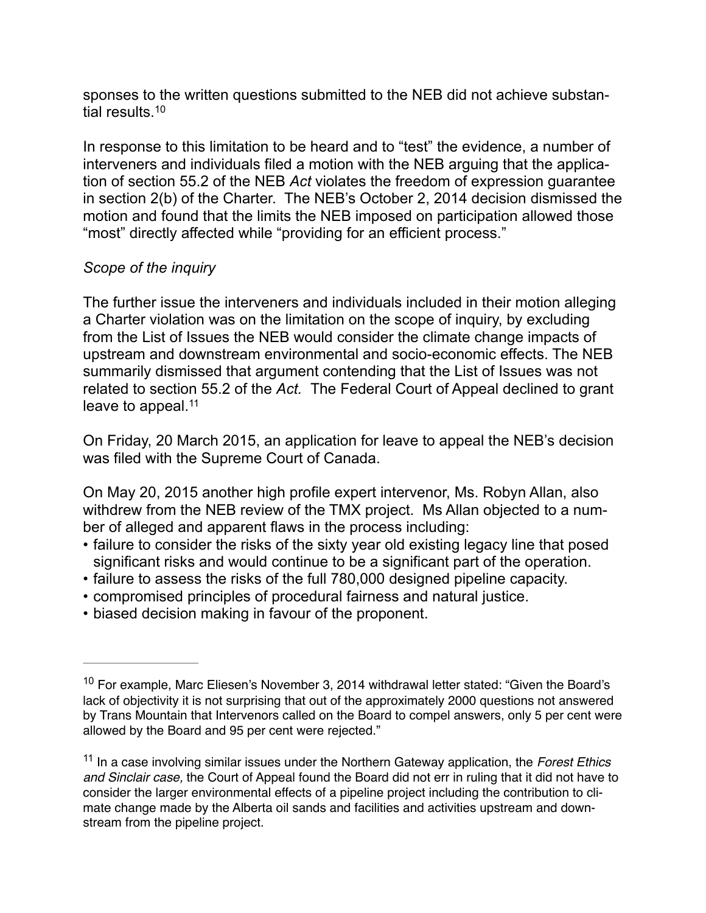sponses to the written questions submitted to the NEB did not achieve substantial results.[10]

In response to this limitation to be heard and to "test" the evidence, a number of interveners and individuals filed a motion with the NEB arguing that the application of section 55.2 of the NEB *Act* violates the freedom of expression guarantee in section 2(b) of the Charter. The NEB's October 2, 2014 decision dismissed the motion and found that the limits the NEB imposed on participation allowed those "most" directly affected while "providing for an efficient process."

*Scope of the inquiry*

The further issue the interveners and individuals included in their motion alleging a Charter violation was on the limitation on the scope of inquiry, by excluding from the List of Issues the NEB would consider the climate change impacts of upstream and downstream environmental and socio-economic effects. The NEB summarily dismissed that argument contending that the List of Issues was not related to section 55.2 of the *Act.* The Federal Court of Appeal declined to grant leave to appeal.[11]

On Friday, 20 March 2015, an application for leave to appeal the NEB's decision was filed with the Supreme Court of Canada.

On May 20, 2015 another high profile expert intervenor, Ms. Robyn Allan, also withdrew from the NEB review of the TMX project. Ms Allan objected to a number of alleged and apparent flaws in the process including:

- failure to consider the risks of the sixty year old existing legacy line that posed significant risks and would continue to be a significant part of the operation.
- failure to assess the risks of the full 780,000 designed pipeline capacity.
- compromised principles of procedural fairness and natural justice.
- biased decision making in favour of the proponent.

---

[10] For example, Marc Eliesen's November 3, 2014 withdrawal letter stated: "Given the Board's lack of objectivity it is not surprising that out of the approximately 2000 questions not answered by Trans Mountain that Intervenors called on the Board to compel answers, only 5 per cent were allowed by the Board and 95 per cent were rejected."

[11] In a case involving similar issues under the Northern Gateway application, the *Forest Ethics and Sinclair case,* the Court of Appeal found the Board did not err in ruling that it did not have to consider the larger environmental effects of a pipeline project including the contribution to climate change made by the Alberta oil sands and facilities and activities upstream and downstream from the pipeline project.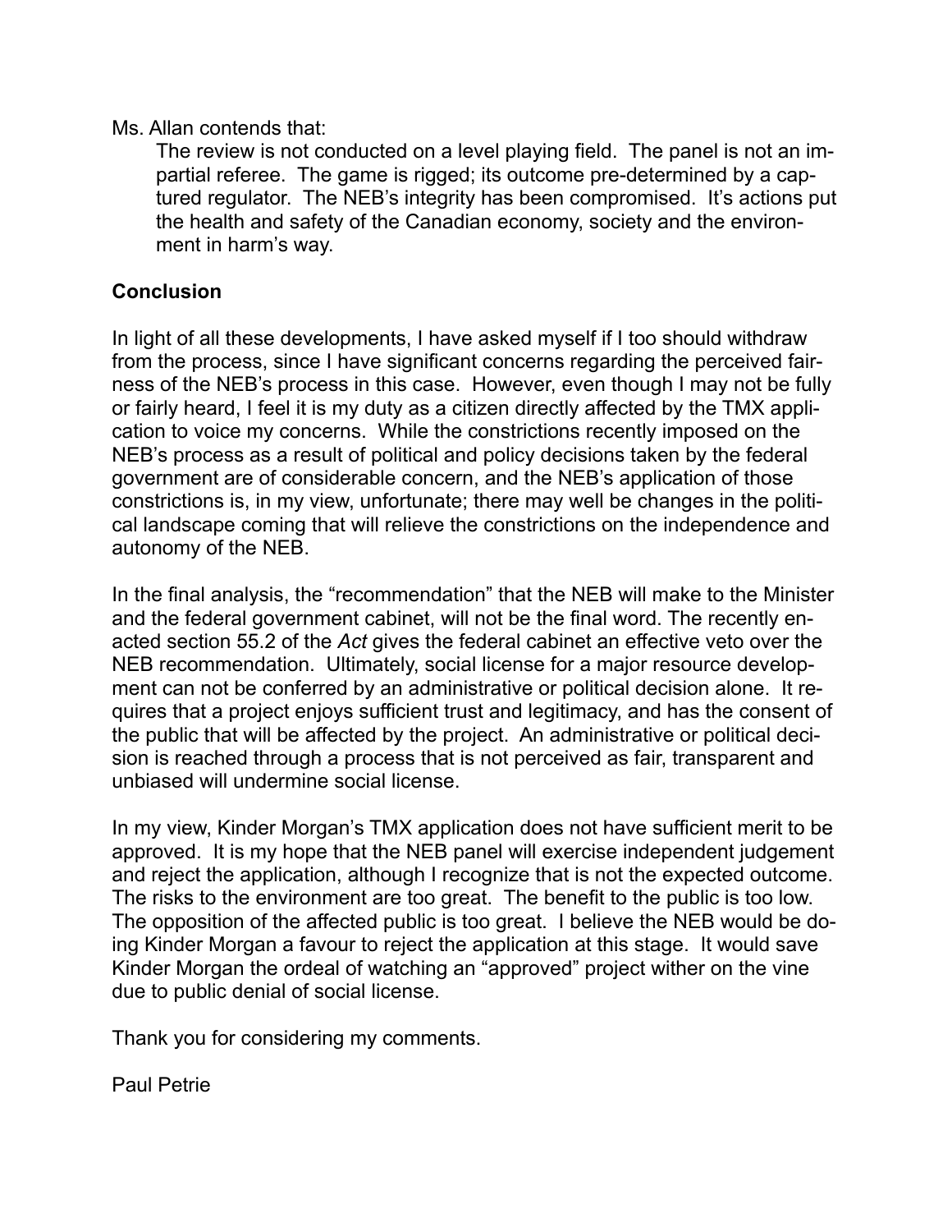Ms. Allan contends that:

> The review is not conducted on a level playing field. The panel is not an impartial referee. The game is rigged; its outcome pre-determined by a captured regulator. The NEB's integrity has been compromised. It's actions put the health and safety of the Canadian economy, society and the environment in harm's way.

**Conclusion**

In light of all these developments, I have asked myself if I too should withdraw from the process, since I have significant concerns regarding the perceived fairness of the NEB's process in this case. However, even though I may not be fully or fairly heard, I feel it is my duty as a citizen directly affected by the TMX application to voice my concerns. While the constrictions recently imposed on the NEB's process as a result of political and policy decisions taken by the federal government are of considerable concern, and the NEB's application of those constrictions is, in my view, unfortunate; there may well be changes in the political landscape coming that will relieve the constrictions on the independence and autonomy of the NEB.

In the final analysis, the "recommendation" that the NEB will make to the Minister and the federal government cabinet, will not be the final word. The recently enacted section 55.2 of the *Act* gives the federal cabinet an effective veto over the NEB recommendation. Ultimately, social license for a major resource development can not be conferred by an administrative or political decision alone. It requires that a project enjoys sufficient trust and legitimacy, and has the consent of the public that will be affected by the project. An administrative or political decision is reached through a process that is not perceived as fair, transparent and unbiased will undermine social license.

In my view, Kinder Morgan's TMX application does not have sufficient merit to be approved. It is my hope that the NEB panel will exercise independent judgement and reject the application, although I recognize that is not the expected outcome. The risks to the environment are too great. The benefit to the public is too low. The opposition of the affected public is too great. I believe the NEB would be doing Kinder Morgan a favour to reject the application at this stage. It would save Kinder Morgan the ordeal of watching an "approved" project wither on the vine due to public denial of social license.

Thank you for considering my comments.

Paul Petrie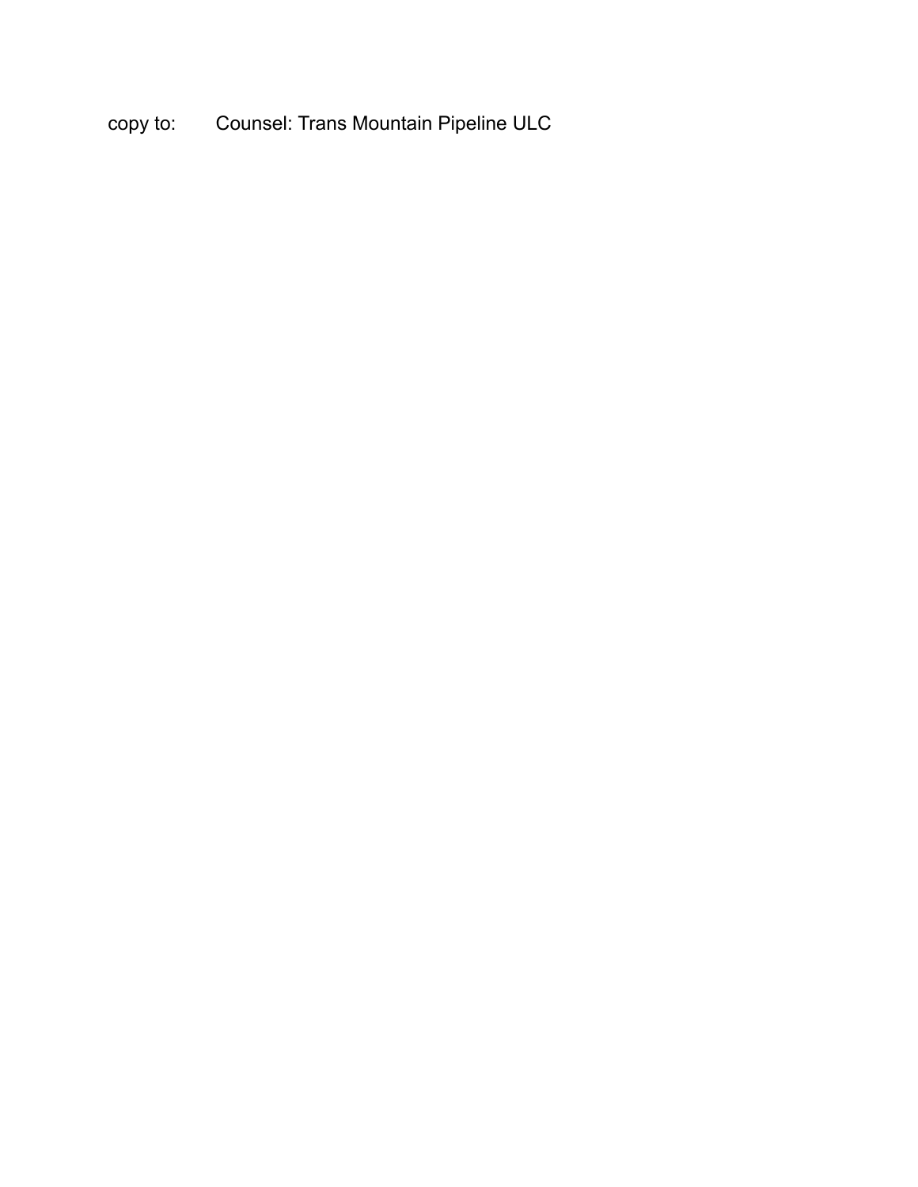copy to: Counsel: Trans Mountain Pipeline ULC